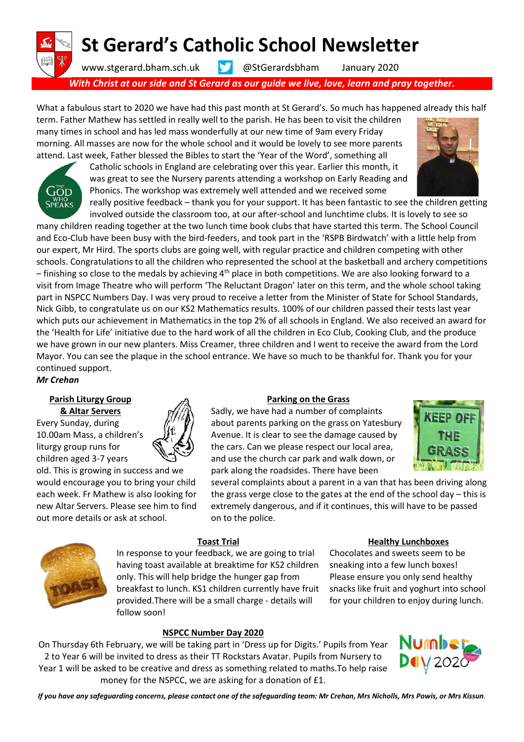# St Gerard's Catholic School Newsletter

www.stgerard.bham.sch.uk @StGerardsbham January 2020

***With Christ at our side and St Gerard as our guide we live, love, learn and pray together.***

What a fabulous start to 2020 we have had this past month at St Gerard's. So much has happened already this half term. Father Mathew has settled in really well to the parish. He has been to visit the children many times in school and has led mass wonderfully at our new time of 9am every Friday morning. All masses are now for the whole school and it would be lovely to see more parents attend. Last week, Father blessed the Bibles to start the 'Year of the Word', something all Catholic schools in England are celebrating over this year. Earlier this month, it was great to see the Nursery parents attending a workshop on Early Reading and Phonics. The workshop was extremely well attended and we received some really positive feedback – thank you for your support. It has been fantastic to see the children getting involved outside the classroom too, at our after-school and lunchtime clubs. It is lovely to see so many children reading together at the two lunch time book clubs that have started this term. The School Council and Eco-Club have been busy with the bird-feeders, and took part in the 'RSPB Birdwatch' with a little help from our expert, Mr Hird. The sports clubs are going well, with regular practice and children competing with other schools. Congratulations to all the children who represented the school at the basketball and archery competitions – finishing so close to the medals by achieving 4th place in both competitions. We are also looking forward to a visit from Image Theatre who will perform 'The Reluctant Dragon' later on this term, and the whole school taking part in NSPCC Numbers Day. I was very proud to receive a letter from the Minister of State for School Standards, Nick Gibb, to congratulate us on our KS2 Mathematics results. 100% of our children passed their tests last year which puts our achievement in Mathematics in the top 2% of all schools in England. We also received an award for the 'Health for Life' initiative due to the hard work of all the children in Eco Club, Cooking Club, and the produce we have grown in our new planters. Miss Creamer, three children and I went to receive the award from the Lord Mayor. You can see the plaque in the school entrance. We have so much to be thankful for. Thank you for your continued support.

***Mr Crehan***

## Parish Liturgy Group & Altar Servers

Every Sunday, during 10.00am Mass, a children's liturgy group runs for children aged 3-7 years old. This is growing in success and we would encourage you to bring your child each week. Fr Mathew is also looking for new Altar Servers. Please see him to find out more details or ask at school.

## Parking on the Grass

Sadly, we have had a number of complaints about parents parking on the grass on Yatesbury Avenue. It is clear to see the damage caused by the cars. Can we please respect our local area, and use the church car park and walk down, or park along the roadsides. There have been several complaints about a parent in a van that has been driving along the grass verge close to the gates at the end of the school day – this is extremely dangerous, and if it continues, this will have to be passed on to the police.

## Toast Trial

In response to your feedback, we are going to trial having toast available at breaktime for KS2 children only. This will help bridge the hunger gap from breakfast to lunch. KS1 children currently have fruit provided.There will be a small charge - details will follow soon!

## Healthy Lunchboxes

Chocolates and sweets seem to be sneaking into a few lunch boxes! Please ensure you only send healthy snacks like fruit and yoghurt into school for your children to enjoy during lunch.

## NSPCC Number Day 2020

On Thursday 6th February, we will be taking part in 'Dress up for Digits.' Pupils from Year 2 to Year 6 will be invited to dress as their TT Rockstars Avatar. Pupils from Nursery to Year 1 will be asked to be creative and dress as something related to maths.To help raise money for the NSPCC, we are asking for a donation of £1.

***If you have any safeguarding concerns, please contact one of the safeguarding team: Mr Crehan, Mrs Nicholls, Mrs Powis, or Mrs Kissun.***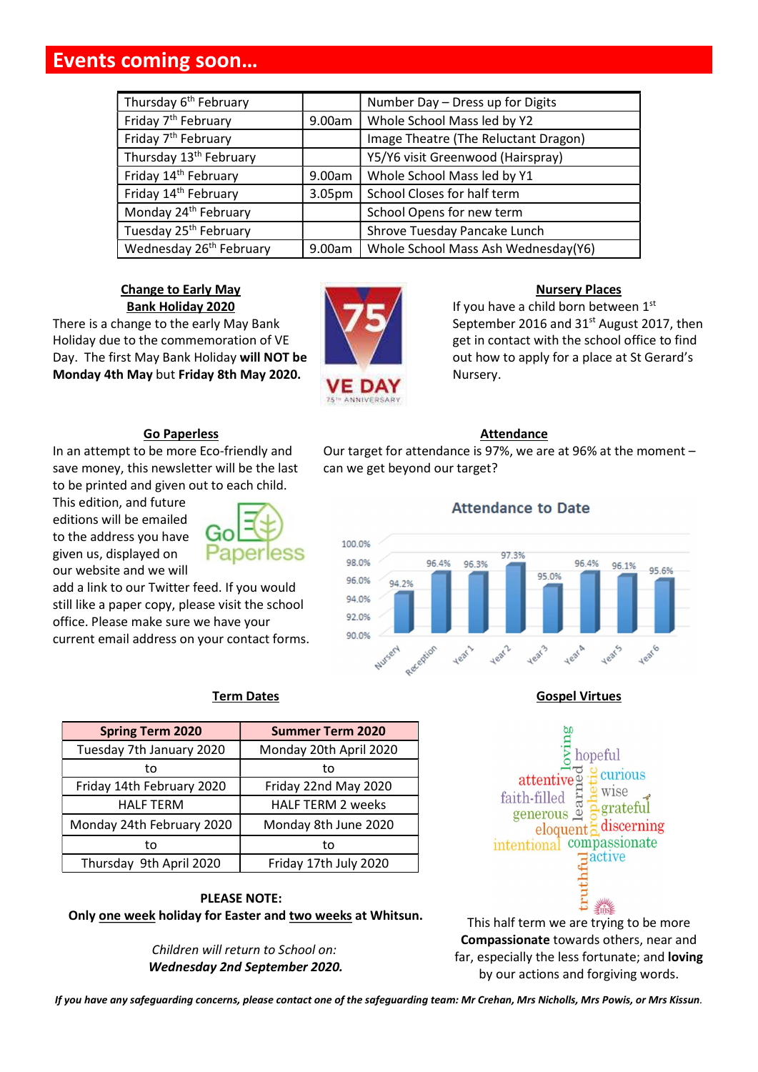# Events coming soon…

| | | |
|---|---|---|
| Thursday 6th February | | Number Day – Dress up for Digits |
| Friday 7th February | 9.00am | Whole School Mass led by Y2 |
| Friday 7th February | | Image Theatre (The Reluctant Dragon) |
| Thursday 13th February | | Y5/Y6 visit Greenwood (Hairspray) |
| Friday 14th February | 9.00am | Whole School Mass led by Y1 |
| Friday 14th February | 3.05pm | School Closes for half term |
| Monday 24th February | | School Opens for new term |
| Tuesday 25th February | | Shrove Tuesday Pancake Lunch |
| Wednesday 26th February | 9.00am | Whole School Mass Ash Wednesday(Y6) |

## Change to Early May Bank Holiday 2020

There is a change to the early May Bank Holiday due to the commemoration of VE Day. The first May Bank Holiday **will NOT be Monday 4th May** but **Friday 8th May 2020.**

75
VE DAY
75th ANNIVERSARY

## Nursery Places

If you have a child born between 1st September 2016 and 31st August 2017, then get in contact with the school office to find out how to apply for a place at St Gerard's Nursery.

## Go Paperless

In an attempt to be more Eco-friendly and save money, this newsletter will be the last to be printed and given out to each child. This edition, and future editions will be emailed to the address you have given us, displayed on our website and we will add a link to our Twitter feed. If you would still like a paper copy, please visit the school office. Please make sure we have your current email address on your contact forms.

Go Paperless

## Attendance

Our target for attendance is 97%, we are at 96% at the moment – can we get beyond our target?

Attendance to Date

100.0%
98.0%
96.0%
94.0%
92.0%
90.0%

Nursery 94.2%
Reception 96.4%
Year 1 96.3%
Year 2 97.3%
Year 3 95.0%
Year 4 96.4%
Year 5 96.1%
Year 6 95.6%

## Term Dates

| Spring Term 2020 | Summer Term 2020 |
|---|---|
| Tuesday 7th January 2020 | Monday 20th April 2020 |
| to | to |
| Friday 14th February 2020 | Friday 22nd May 2020 |
| HALF TERM | HALF TERM 2 weeks |
| Monday 24th February 2020 | Monday 8th June 2020 |
| to | to |
| Thursday 9th April 2020 | Friday 17th July 2020 |

**PLEASE NOTE:**
**Only one week holiday for Easter and two weeks at Whitsun.**

*Children will return to School on:*
***Wednesday 2nd September 2020.***

## Gospel Virtues

loving hopeful attentive learned curious faith-filled prophetic wise generous grateful eloquent discerning intentional compassionate active truthful

This half term we are trying to be more **Compassionate** towards others, near and far, especially the less fortunate; and **loving** by our actions and forgiving words.

***If you have any safeguarding concerns, please contact one of the safeguarding team: Mr Crehan, Mrs Nicholls, Mrs Powis, or Mrs Kissun.***